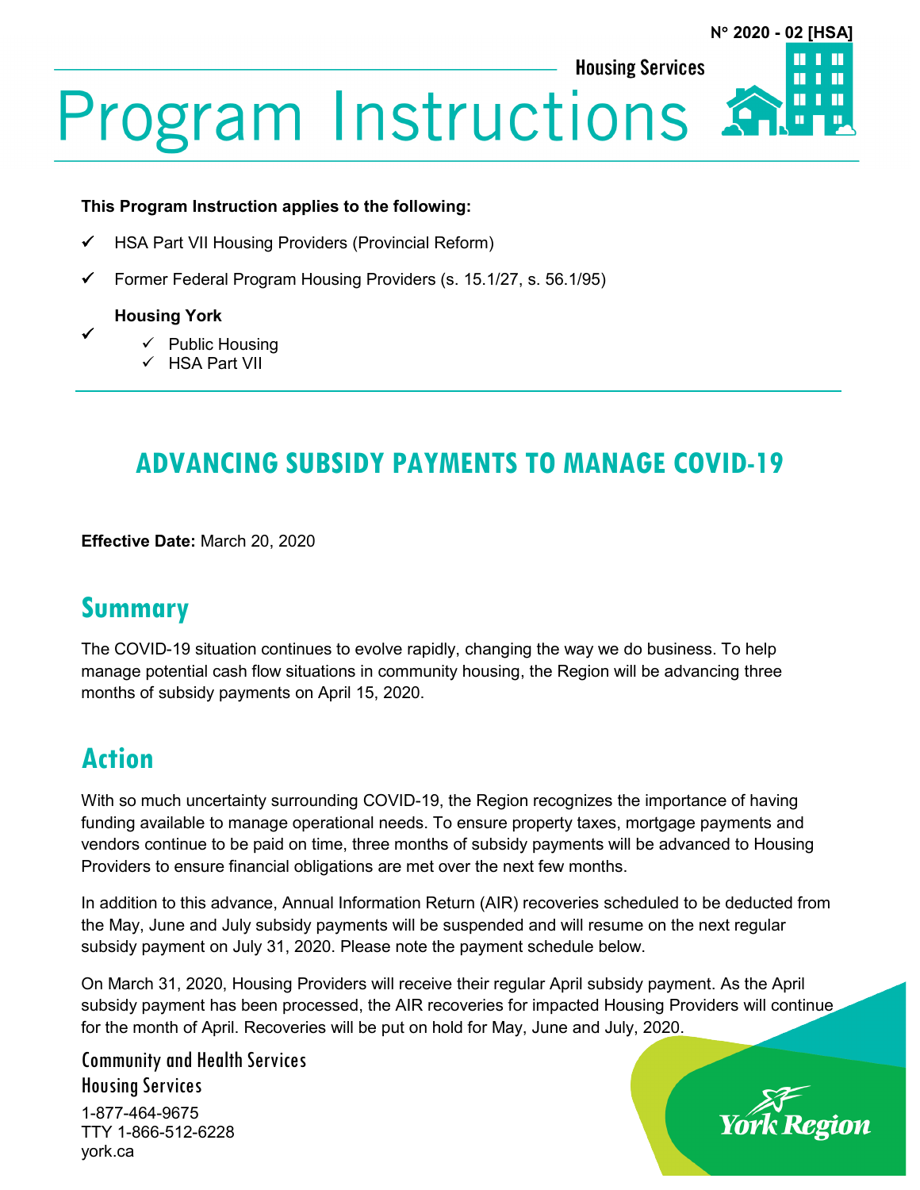N° 2020 - 02 [HSA]

Housing Services

# Program Instructions

**This Program Instruction applies to the following:**

- ✓ HSA Part VII Housing Providers (Provincial Reform)
- ✓ Former Federal Program Housing Providers (s. 15.1/27, s. 56.1/95)
- ✓ **Housing York**
  - ✓ Public Housing
  - ✓ HSA Part VII

## ADVANCING SUBSIDY PAYMENTS TO MANAGE COVID-19

**Effective Date:** March 20, 2020

## Summary

The COVID-19 situation continues to evolve rapidly, changing the way we do business. To help manage potential cash flow situations in community housing, the Region will be advancing three months of subsidy payments on April 15, 2020.

## Action

With so much uncertainty surrounding COVID-19, the Region recognizes the importance of having funding available to manage operational needs. To ensure property taxes, mortgage payments and vendors continue to be paid on time, three months of subsidy payments will be advanced to Housing Providers to ensure financial obligations are met over the next few months.

In addition to this advance, Annual Information Return (AIR) recoveries scheduled to be deducted from the May, June and July subsidy payments will be suspended and will resume on the next regular subsidy payment on July 31, 2020. Please note the payment schedule below.

On March 31, 2020, Housing Providers will receive their regular April subsidy payment. As the April subsidy payment has been processed, the AIR recoveries for impacted Housing Providers will continue for the month of April. Recoveries will be put on hold for May, June and July, 2020.

Community and Health Services
Housing Services
1-877-464-9675
TTY 1-866-512-6228
york.ca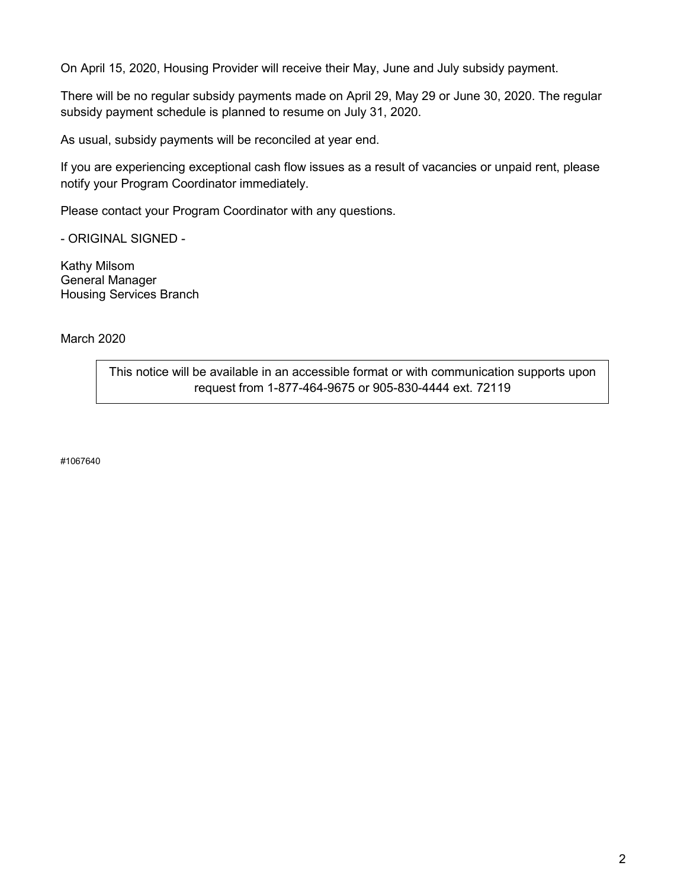On April 15, 2020, Housing Provider will receive their May, June and July subsidy payment.

There will be no regular subsidy payments made on April 29, May 29 or June 30, 2020. The regular subsidy payment schedule is planned to resume on July 31, 2020.

As usual, subsidy payments will be reconciled at year end.

If you are experiencing exceptional cash flow issues as a result of vacancies or unpaid rent, please notify your Program Coordinator immediately.

Please contact your Program Coordinator with any questions.

- ORIGINAL SIGNED -

Kathy Milsom  
General Manager  
Housing Services Branch

March 2020

This notice will be available in an accessible format or with communication supports upon request from 1-877-464-9675 or 905-830-4444 ext. 72119

#1067640